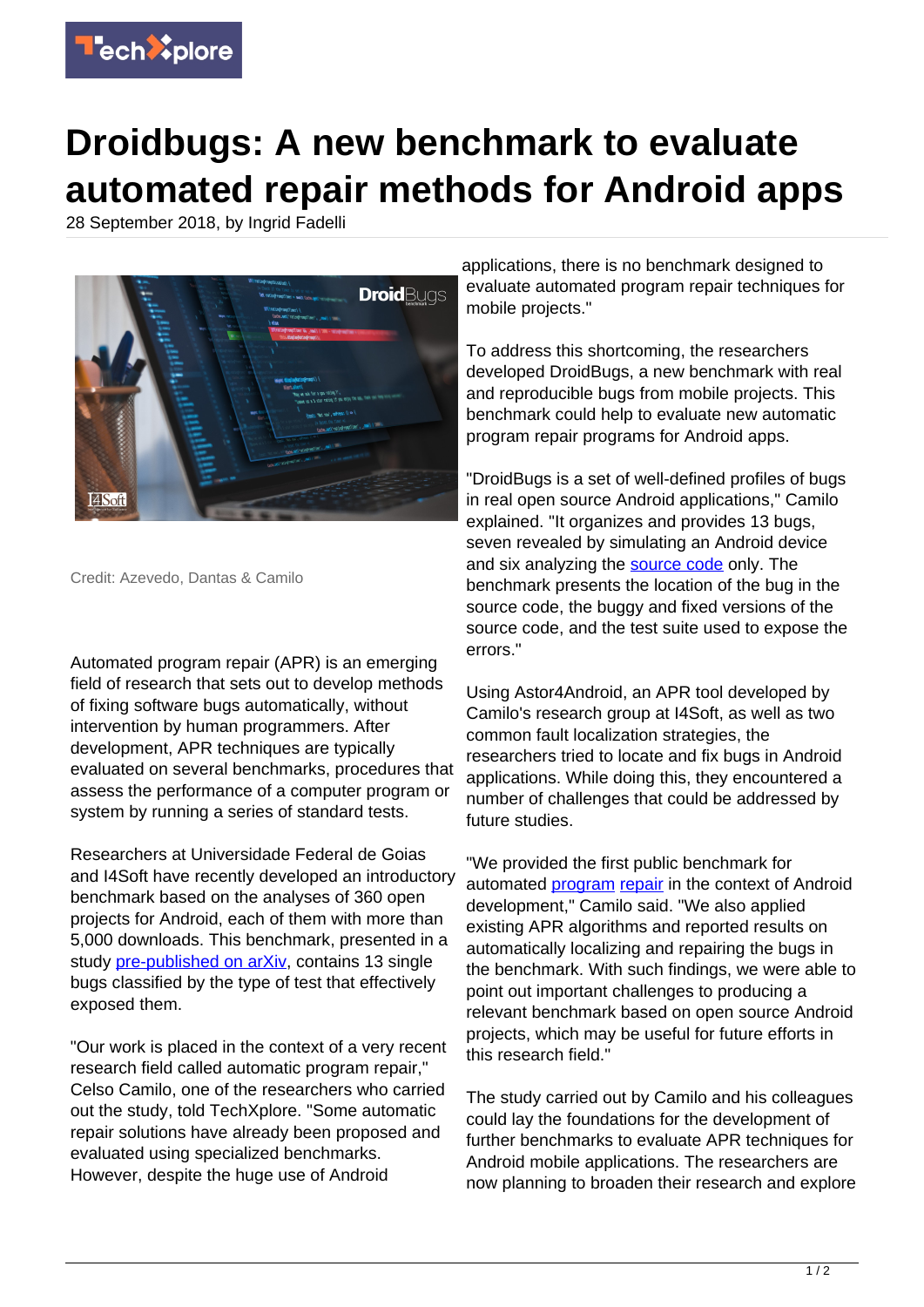# Droidbugs: A new benchmark to evaluate automated repair methods for Android apps

28 September 2018, by Ingrid Fadelli

Credit: Azevedo, Dantas & Camilo

Automated program repair (APR) is an emerging field of research that sets out to develop methods of fixing software bugs automatically, without intervention by human programmers. After development, APR techniques are typically evaluated on several benchmarks, procedures that assess the performance of a computer program or system by running a series of standard tests.

Researchers at Universidade Federal de Goias and I4Soft have recently developed an introductory benchmark based on the analyses of 360 open projects for Android, each of them with more than 5,000 downloads. This benchmark, presented in a study pre-published on arXiv, contains 13 single bugs classified by the type of test that effectively exposed them.

"Our work is placed in the context of a very recent research field called automatic program repair," Celso Camilo, one of the researchers who carried out the study, told TechXplore. "Some automatic repair solutions have already been proposed and evaluated using specialized benchmarks. However, despite the huge use of Android applications, there is no benchmark designed to evaluate automated program repair techniques for mobile projects."

To address this shortcoming, the researchers developed DroidBugs, a new benchmark with real and reproducible bugs from mobile projects. This benchmark could help to evaluate new automatic program repair programs for Android apps.

"DroidBugs is a set of well-defined profiles of bugs in real open source Android applications," Camilo explained. "It organizes and provides 13 bugs, seven revealed by simulating an Android device and six analyzing the source code only. The benchmark presents the location of the bug in the source code, the buggy and fixed versions of the source code, and the test suite used to expose the errors."

Using Astor4Android, an APR tool developed by Camilo's research group at I4Soft, as well as two common fault localization strategies, the researchers tried to locate and fix bugs in Android applications. While doing this, they encountered a number of challenges that could be addressed by future studies.

"We provided the first public benchmark for automated program repair in the context of Android development," Camilo said. "We also applied existing APR algorithms and reported results on automatically localizing and repairing the bugs in the benchmark. With such findings, we were able to point out important challenges to producing a relevant benchmark based on open source Android projects, which may be useful for future efforts in this research field."

The study carried out by Camilo and his colleagues could lay the foundations for the development of further benchmarks to evaluate APR techniques for Android mobile applications. The researchers are now planning to broaden their research and explore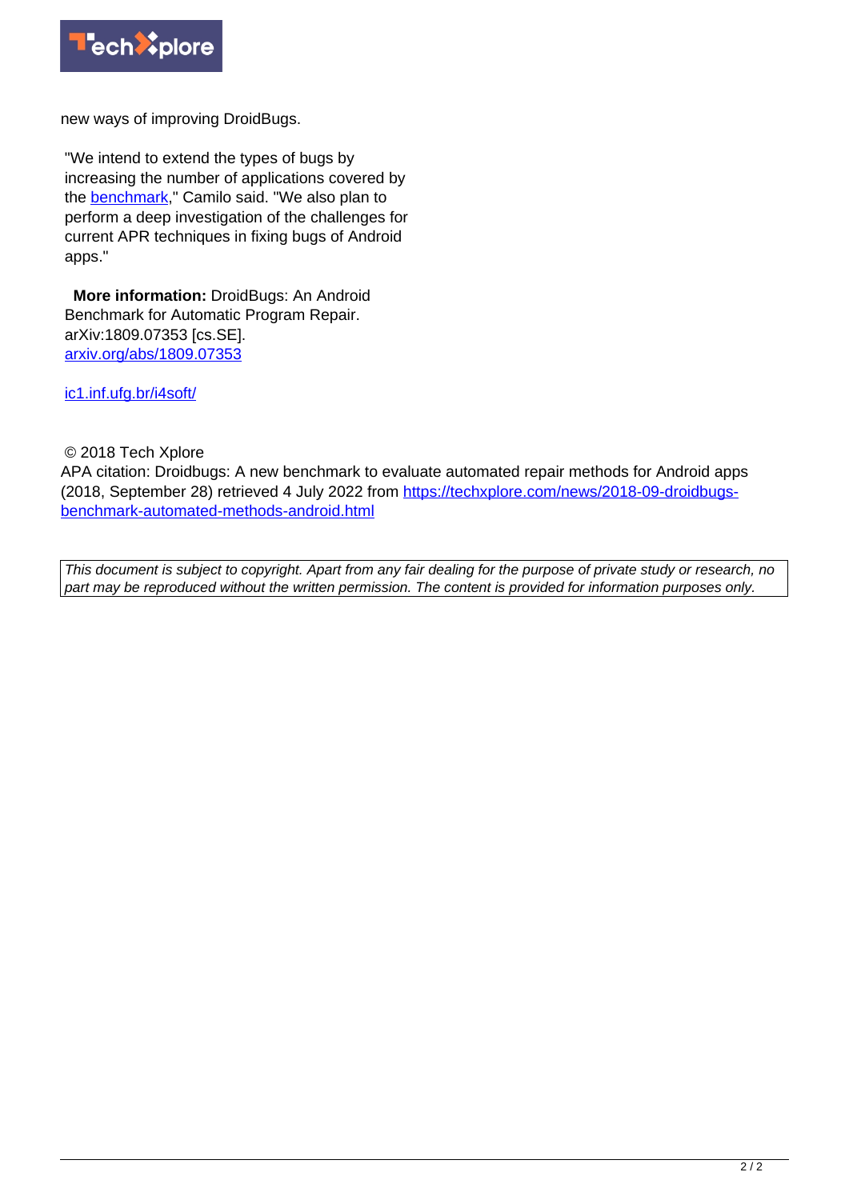new ways of improving DroidBugs.

"We intend to extend the types of bugs by increasing the number of applications covered by the benchmark," Camilo said. "We also plan to perform a deep investigation of the challenges for current APR techniques in fixing bugs of Android apps."

**More information:** DroidBugs: An Android Benchmark for Automatic Program Repair. arXiv:1809.07353 [cs.SE]. arxiv.org/abs/1809.07353

ic1.inf.ufg.br/i4soft/

© 2018 Tech Xplore

APA citation: Droidbugs: A new benchmark to evaluate automated repair methods for Android apps (2018, September 28) retrieved 4 July 2022 from https://techxplore.com/news/2018-09-droidbugs-benchmark-automated-methods-android.html

*This document is subject to copyright. Apart from any fair dealing for the purpose of private study or research, no part may be reproduced without the written permission. The content is provided for information purposes only.*